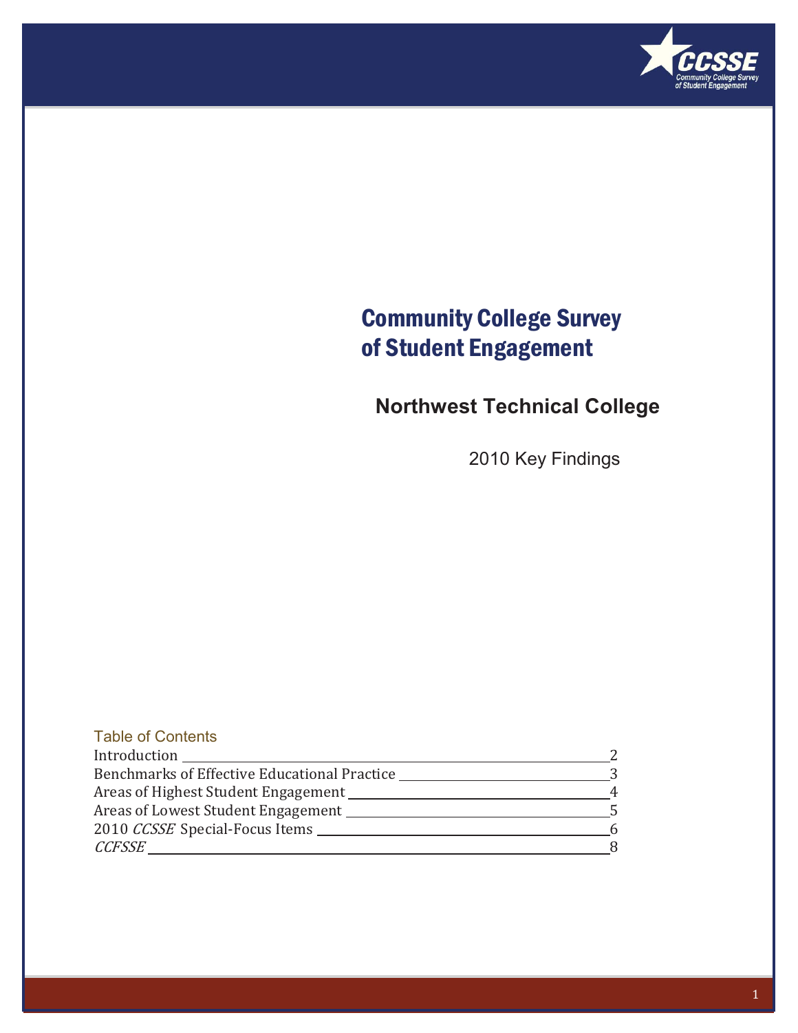# Community College Survey of Student Engagement

## Northwest Technical College

2010 Key Findings

### Table of Contents

| | |
|---|---|
| Introduction | 2 |
| Benchmarks of Effective Educational Practice | 3 |
| Areas of Highest Student Engagement | 4 |
| Areas of Lowest Student Engagement | 5 |
| 2010 *CCSSE* Special-Focus Items | 6 |
| *CCFSSE* | 8 |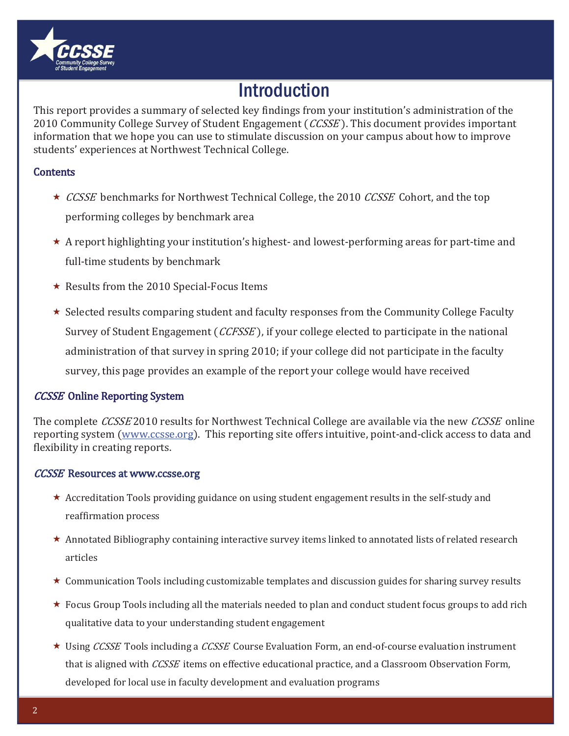# Introduction

This report provides a summary of selected key findings from your institution's administration of the 2010 Community College Survey of Student Engagement (*CCSSE*). This document provides important information that we hope you can use to stimulate discussion on your campus about how to improve students' experiences at Northwest Technical College.

## Contents

- *CCSSE* benchmarks for Northwest Technical College, the 2010 *CCSSE* Cohort, and the top performing colleges by benchmark area
- A report highlighting your institution's highest- and lowest-performing areas for part-time and full-time students by benchmark
- Results from the 2010 Special-Focus Items
- Selected results comparing student and faculty responses from the Community College Faculty Survey of Student Engagement (*CCFSSE*), if your college elected to participate in the national administration of that survey in spring 2010; if your college did not participate in the faculty survey, this page provides an example of the report your college would have received

## *CCSSE* Online Reporting System

The complete *CCSSE* 2010 results for Northwest Technical College are available via the new *CCSSE* online reporting system (www.ccsse.org). This reporting site offers intuitive, point-and-click access to data and flexibility in creating reports.

## *CCSSE* Resources at www.ccsse.org

- Accreditation Tools providing guidance on using student engagement results in the self-study and reaffirmation process
- Annotated Bibliography containing interactive survey items linked to annotated lists of related research articles
- Communication Tools including customizable templates and discussion guides for sharing survey results
- Focus Group Tools including all the materials needed to plan and conduct student focus groups to add rich qualitative data to your understanding student engagement
- Using *CCSSE* Tools including a *CCSSE* Course Evaluation Form, an end-of-course evaluation instrument that is aligned with *CCSSE* items on effective educational practice, and a Classroom Observation Form, developed for local use in faculty development and evaluation programs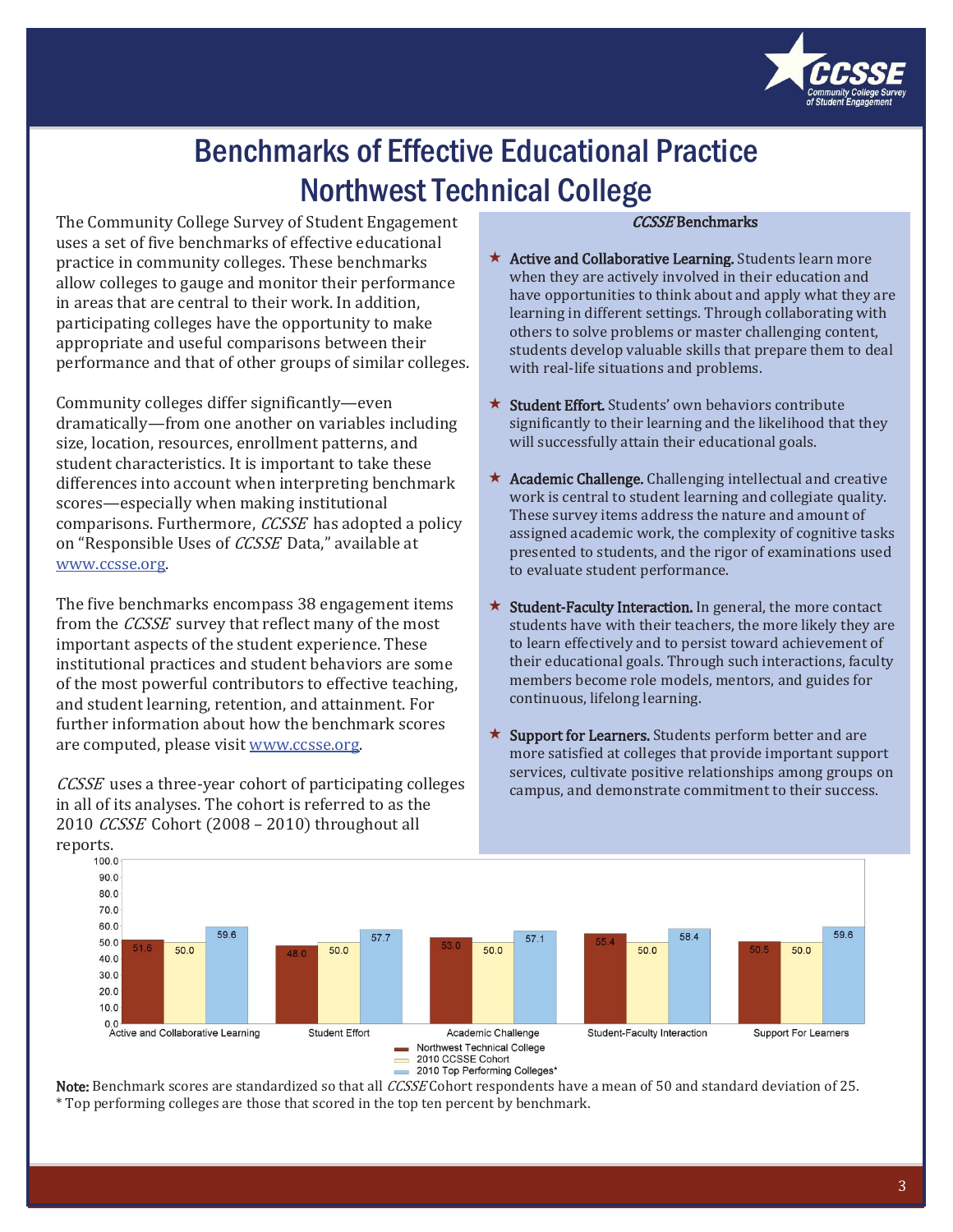# Benchmarks of Effective Educational Practice
# Northwest Technical College

The Community College Survey of Student Engagement uses a set of five benchmarks of effective educational practice in community colleges. These benchmarks allow colleges to gauge and monitor their performance in areas that are central to their work. In addition, participating colleges have the opportunity to make appropriate and useful comparisons between their performance and that of other groups of similar colleges.

Community colleges differ significantly—even dramatically—from one another on variables including size, location, resources, enrollment patterns, and student characteristics. It is important to take these differences into account when interpreting benchmark scores—especially when making institutional comparisons. Furthermore, *CCSSE* has adopted a policy on "Responsible Uses of *CCSSE* Data," available at www.ccsse.org.

The five benchmarks encompass 38 engagement items from the *CCSSE* survey that reflect many of the most important aspects of the student experience. These institutional practices and student behaviors are some of the most powerful contributors to effective teaching, and student learning, retention, and attainment. For further information about how the benchmark scores are computed, please visit www.ccsse.org.

*CCSSE* uses a three-year cohort of participating colleges in all of its analyses. The cohort is referred to as the 2010 *CCSSE* Cohort (2008 – 2010) throughout all reports.

### *CCSSE* Benchmarks

- ★ **Active and Collaborative Learning.** Students learn more when they are actively involved in their education and have opportunities to think about and apply what they are learning in different settings. Through collaborating with others to solve problems or master challenging content, students develop valuable skills that prepare them to deal with real-life situations and problems.
- ★ **Student Effort.** Students' own behaviors contribute significantly to their learning and the likelihood that they will successfully attain their educational goals.
- ★ **Academic Challenge.** Challenging intellectual and creative work is central to student learning and collegiate quality. These survey items address the nature and amount of assigned academic work, the complexity of cognitive tasks presented to students, and the rigor of examinations used to evaluate student performance.
- ★ **Student-Faculty Interaction.** In general, the more contact students have with their teachers, the more likely they are to learn effectively and to persist toward achievement of their educational goals. Through such interactions, faculty members become role models, mentors, and guides for continuous, lifelong learning.
- ★ **Support for Learners.** Students perform better and are more satisfied at colleges that provide important support services, cultivate positive relationships among groups on campus, and demonstrate commitment to their success.

| Benchmark | Northwest Technical College | 2010 CCSSE Cohort | 2010 Top Performing Colleges* |
|---|---|---|---|
| Active and Collaborative Learning | 51.6 | 50.0 | 59.6 |
| Student Effort | 48.0 | 50.0 | 57.7 |
| Academic Challenge | 53.0 | 50.0 | 57.1 |
| Student-Faculty Interaction | 55.4 | 50.0 | 58.4 |
| Support For Learners | 50.5 | 50.0 | 59.6 |

**Note:** Benchmark scores are standardized so that all *CCSSE* Cohort respondents have a mean of 50 and standard deviation of 25.
* Top performing colleges are those that scored in the top ten percent by benchmark.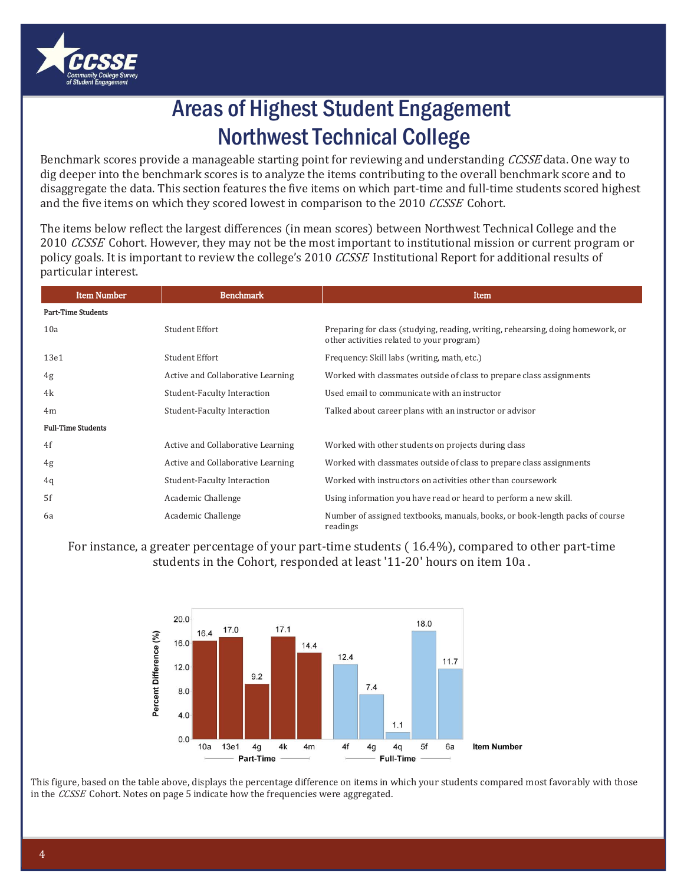# Areas of Highest Student Engagement
## Northwest Technical College

Benchmark scores provide a manageable starting point for reviewing and understanding *CCSSE* data. One way to dig deeper into the benchmark scores is to analyze the items contributing to the overall benchmark score and to disaggregate the data. This section features the five items on which part-time and full-time students scored highest and the five items on which they scored lowest in comparison to the 2010 *CCSSE* Cohort.

The items below reflect the largest differences (in mean scores) between Northwest Technical College and the 2010 *CCSSE* Cohort. However, they may not be the most important to institutional mission or current program or policy goals. It is important to review the college's 2010 *CCSSE* Institutional Report for additional results of particular interest.

| Item Number | Benchmark | Item |
|---|---|---|
| **Part-Time Students** | | |
| 10a | Student Effort | Preparing for class (studying, reading, writing, rehearsing, doing homework, or other activities related to your program) |
| 13e1 | Student Effort | Frequency: Skill labs (writing, math, etc.) |
| 4g | Active and Collaborative Learning | Worked with classmates outside of class to prepare class assignments |
| 4k | Student-Faculty Interaction | Used email to communicate with an instructor |
| 4m | Student-Faculty Interaction | Talked about career plans with an instructor or advisor |
| **Full-Time Students** | | |
| 4f | Active and Collaborative Learning | Worked with other students on projects during class |
| 4g | Active and Collaborative Learning | Worked with classmates outside of class to prepare class assignments |
| 4q | Student-Faculty Interaction | Worked with instructors on activities other than coursework |
| 5f | Academic Challenge | Using information you have read or heard to perform a new skill. |
| 6a | Academic Challenge | Number of assigned textbooks, manuals, books, or book-length packs of course readings |

For instance, a greater percentage of your part-time students ( 16.4%), compared to other part-time students in the Cohort, responded at least '11-20' hours on item 10a .

| Group | Item Number | Percent Difference (%) |
|---|---|---|
| Part-Time | 10a | 16.4 |
| Part-Time | 13e1 | 17.0 |
| Part-Time | 4g | 9.2 |
| Part-Time | 4k | 17.1 |
| Part-Time | 4m | 14.4 |
| Full-Time | 4f | 12.4 |
| Full-Time | 4g | 7.4 |
| Full-Time | 4q | 1.1 |
| Full-Time | 5f | 18.0 |
| Full-Time | 6a | 11.7 |

This figure, based on the table above, displays the percentage difference on items in which your students compared most favorably with those in the *CCSSE* Cohort. Notes on page 5 indicate how the frequencies were aggregated.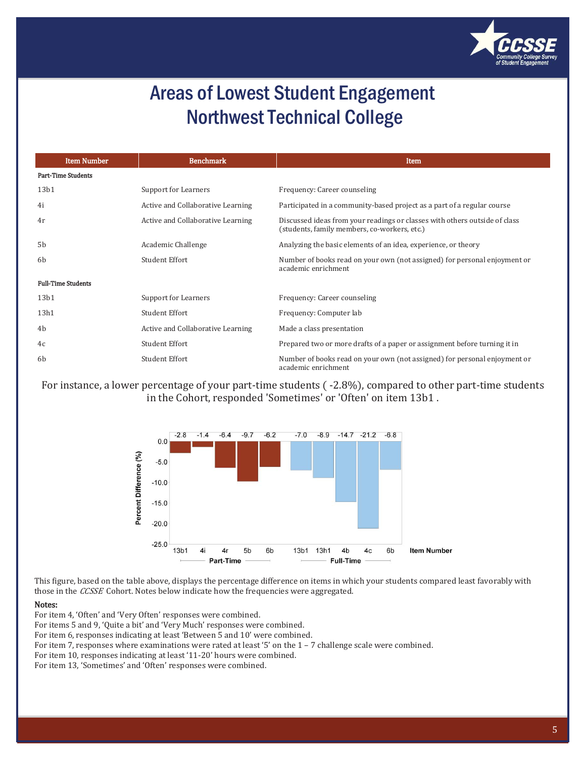# Areas of Lowest Student Engagement
# Northwest Technical College

| Item Number | Benchmark | Item |
|---|---|---|
| **Part-Time Students** | | |
| 13b1 | Support for Learners | Frequency: Career counseling |
| 4i | Active and Collaborative Learning | Participated in a community-based project as a part of a regular course |
| 4r | Active and Collaborative Learning | Discussed ideas from your readings or classes with others outside of class (students, family members, co-workers, etc.) |
| 5b | Academic Challenge | Analyzing the basic elements of an idea, experience, or theory |
| 6b | Student Effort | Number of books read on your own (not assigned) for personal enjoyment or academic enrichment |
| **Full-Time Students** | | |
| 13b1 | Support for Learners | Frequency: Career counseling |
| 13h1 | Student Effort | Frequency: Computer lab |
| 4b | Active and Collaborative Learning | Made a class presentation |
| 4c | Student Effort | Prepared two or more drafts of a paper or assignment before turning it in |
| 6b | Student Effort | Number of books read on your own (not assigned) for personal enjoyment or academic enrichment |

For instance, a lower percentage of your part-time students ( -2.8%), compared to other part-time students in the Cohort, responded 'Sometimes' or 'Often' on item 13b1 .

| Item Number | Group | Percent Difference (%) |
|---|---|---|
| 13b1 | Part-Time | -2.8 |
| 4i | Part-Time | -1.4 |
| 4r | Part-Time | -6.4 |
| 5b | Part-Time | -9.7 |
| 6b | Part-Time | -6.2 |
| 13b1 | Full-Time | -7.0 |
| 13h1 | Full-Time | -8.9 |
| 4b | Full-Time | -14.7 |
| 4c | Full-Time | -21.2 |
| 6b | Full-Time | -6.8 |

This figure, based on the table above, displays the percentage difference on items in which your students compared least favorably with those in the *CCSSE* Cohort. Notes below indicate how the frequencies were aggregated.

**Notes:**

For item 4, 'Often' and 'Very Often' responses were combined.
For items 5 and 9, 'Quite a bit' and 'Very Much' responses were combined.
For item 6, responses indicating at least 'Between 5 and 10' were combined.
For item 7, responses where examinations were rated at least '5' on the 1 – 7 challenge scale were combined.
For item 10, responses indicating at least '11-20' hours were combined.
For item 13, 'Sometimes' and 'Often' responses were combined.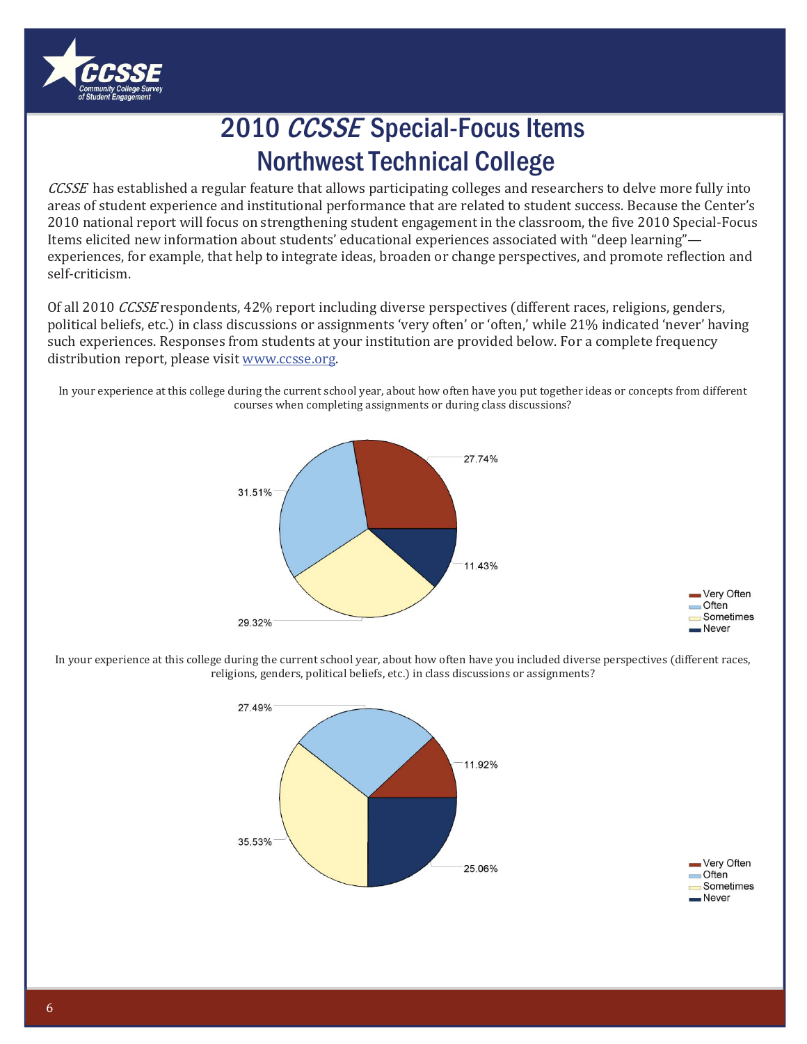# 2010 *CCSSE* Special-Focus Items
# Northwest Technical College

*CCSSE* has established a regular feature that allows participating colleges and researchers to delve more fully into areas of student experience and institutional performance that are related to student success. Because the Center's 2010 national report will focus on strengthening student engagement in the classroom, the five 2010 Special-Focus Items elicited new information about students' educational experiences associated with "deep learning"—experiences, for example, that help to integrate ideas, broaden or change perspectives, and promote reflection and self-criticism.

Of all 2010 *CCSSE* respondents, 42% report including diverse perspectives (different races, religions, genders, political beliefs, etc.) in class discussions or assignments 'very often' or 'often,' while 21% indicated 'never' having such experiences. Responses from students at your institution are provided below. For a complete frequency distribution report, please visit [www.ccsse.org](www.ccsse.org).

In your experience at this college during the current school year, about how often have you put together ideas or concepts from different courses when completing assignments or during class discussions?

| Response | Percent |
|---|---|
| Very Often | 27.74% |
| Often | 31.51% |
| Sometimes | 29.32% |
| Never | 11.43% |

In your experience at this college during the current school year, about how often have you included diverse perspectives (different races, religions, genders, political beliefs, etc.) in class discussions or assignments?

| Response | Percent |
|---|---|
| Very Often | 11.92% |
| Often | 27.49% |
| Sometimes | 35.53% |
| Never | 25.06% |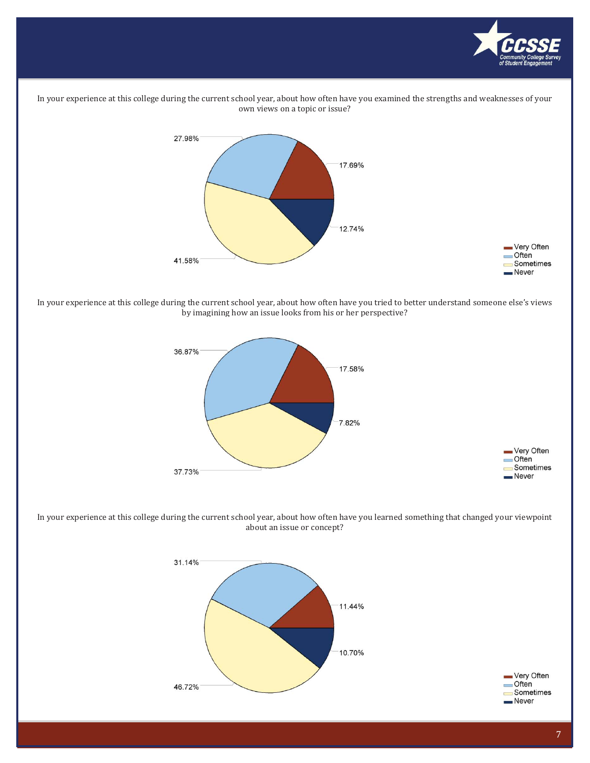In your experience at this college during the current school year, about how often have you examined the strengths and weaknesses of your own views on a topic or issue?

| Response | Percentage |
| --- | --- |
| Very Often | 17.69% |
| Often | 27.98% |
| Sometimes | 41.58% |
| Never | 12.74% |

In your experience at this college during the current school year, about how often have you tried to better understand someone else's views by imagining how an issue looks from his or her perspective?

| Response | Percentage |
| --- | --- |
| Very Often | 17.58% |
| Often | 36.87% |
| Sometimes | 37.73% |
| Never | 7.82% |

In your experience at this college during the current school year, about how often have you learned something that changed your viewpoint about an issue or concept?

| Response | Percentage |
| --- | --- |
| Very Often | 11.44% |
| Often | 31.14% |
| Sometimes | 46.72% |
| Never | 10.70% |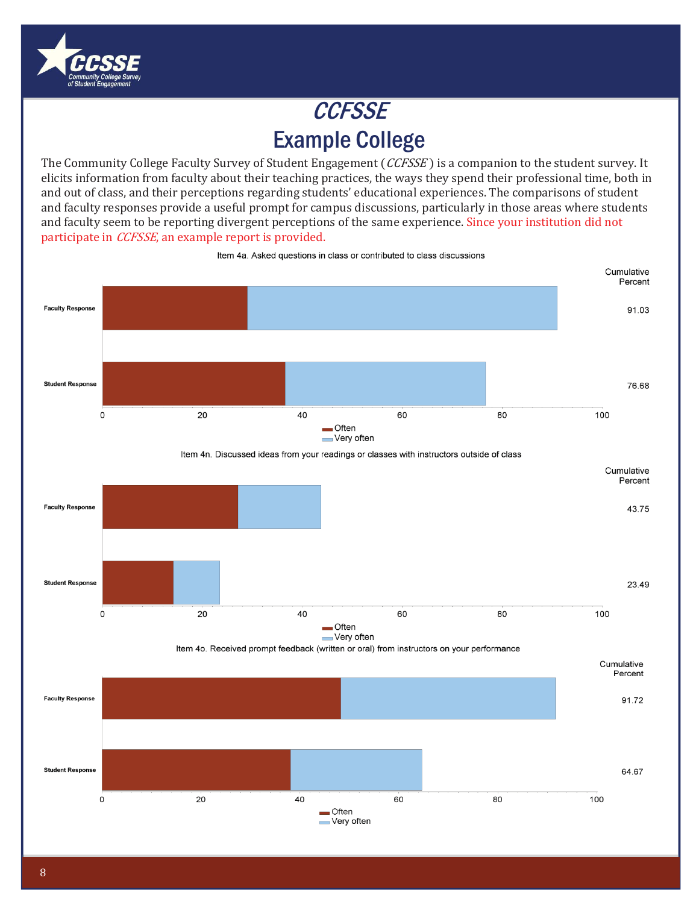# CCFSSE

## Example College

The Community College Faculty Survey of Student Engagement (*CCFSSE*) is a companion to the student survey. It elicits information from faculty about their teaching practices, the ways they spend their professional time, both in and out of class, and their perceptions regarding students' educational experiences. The comparisons of student and faculty responses provide a useful prompt for campus discussions, particularly in those areas where students and faculty seem to be reporting divergent perceptions of the same experience. Since your institution did not participate in *CCFSSE*, an example report is provided.

Item 4a. Asked questions in class or contributed to class discussions

Cumulative Percent

Faculty Response 91.03

Student Response 76.68

0 20 40 60 80 100

Often
Very often

Item 4n. Discussed ideas from your readings or classes with instructors outside of class

Cumulative Percent

Faculty Response 43.75

Student Response 23.49

0 20 40 60 80 100

Often
Very often

Item 4o. Received prompt feedback (written or oral) from instructors on your performance

Cumulative Percent

Faculty Response 91.72

Student Response 64.67

0 20 40 60 80 100

Often
Very often